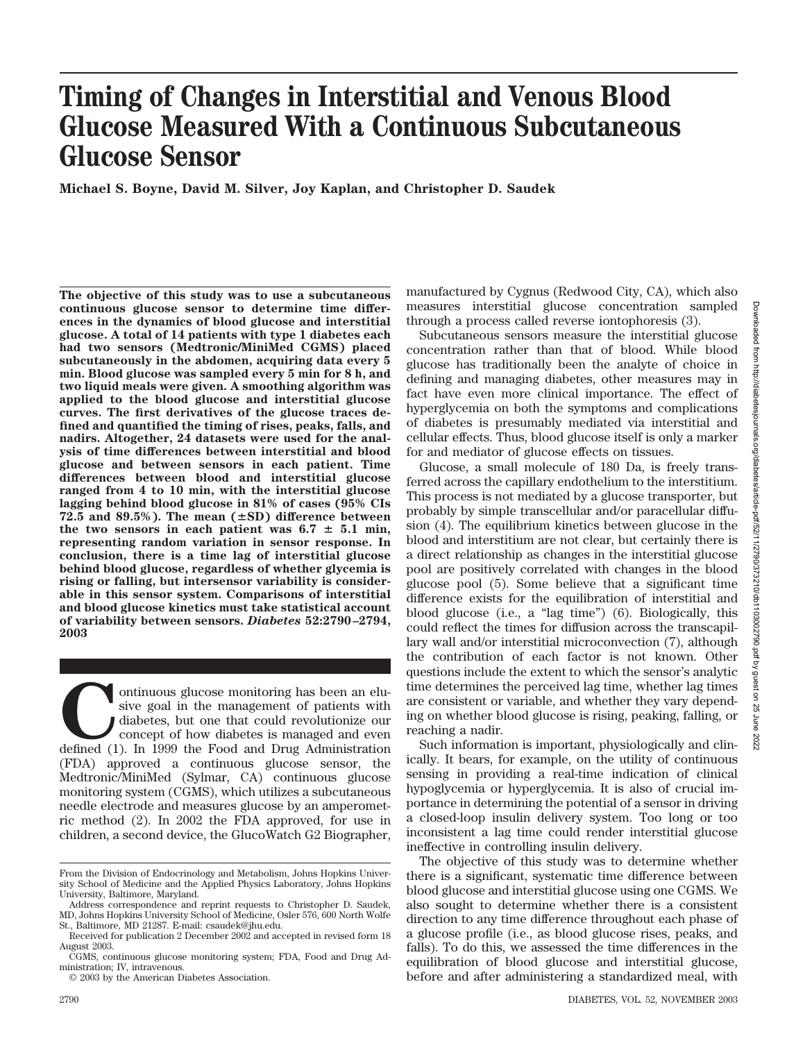# Timing of Changes in Interstitial and Venous Blood Glucose Measured With a Continuous Subcutaneous Glucose Sensor

**Michael S. Boyne, David M. Silver, Joy Kaplan, and Christopher D. Saudek**

**The objective of this study was to use a subcutaneous continuous glucose sensor to determine time differences in the dynamics of blood glucose and interstitial glucose. A total of 14 patients with type 1 diabetes each had two sensors (Medtronic/MiniMed CGMS) placed subcutaneously in the abdomen, acquiring data every 5 min. Blood glucose was sampled every 5 min for 8 h, and two liquid meals were given. A smoothing algorithm was applied to the blood glucose and interstitial glucose curves. The first derivatives of the glucose traces defined and quantified the timing of rises, peaks, falls, and nadirs. Altogether, 24 datasets were used for the analysis of time differences between interstitial and blood glucose and between sensors in each patient. Time differences between blood and interstitial glucose ranged from 4 to 10 min, with the interstitial glucose lagging behind blood glucose in 81% of cases (95% CIs 72.5 and 89.5%). The mean (±SD) difference between the two sensors in each patient was 6.7 ± 5.1 min, representing random variation in sensor response. In conclusion, there is a time lag of interstitial glucose behind blood glucose, regardless of whether glycemia is rising or falling, but intersensor variability is considerable in this sensor system. Comparisons of interstitial and blood glucose kinetics must take statistical account of variability between sensors.** ***Diabetes*** **52:2790–2794, 2003**

Continuous glucose monitoring has been an elusive goal in the management of patients with diabetes, but one that could revolutionize our concept of how diabetes is managed and even defined (1). In 1999 the Food and Drug Administration (FDA) approved a continuous glucose sensor, the Medtronic/MiniMed (Sylmar, CA) continuous glucose monitoring system (CGMS), which utilizes a subcutaneous needle electrode and measures glucose by an amperometric method (2). In 2002 the FDA approved, for use in children, a second device, the GlucoWatch G2 Biographer, manufactured by Cygnus (Redwood City, CA), which also measures interstitial glucose concentration sampled through a process called reverse iontophoresis (3).

Subcutaneous sensors measure the interstitial glucose concentration rather than that of blood. While blood glucose has traditionally been the analyte of choice in defining and managing diabetes, other measures may in fact have even more clinical importance. The effect of hyperglycemia on both the symptoms and complications of diabetes is presumably mediated via interstitial and cellular effects. Thus, blood glucose itself is only a marker for and mediator of glucose effects on tissues.

Glucose, a small molecule of 180 Da, is freely transferred across the capillary endothelium to the interstitium. This process is not mediated by a glucose transporter, but probably by simple transcellular and/or paracellular diffusion (4). The equilibrium kinetics between glucose in the blood and interstitium are not clear, but certainly there is a direct relationship as changes in the interstitial glucose pool are positively correlated with changes in the blood glucose pool (5). Some believe that a significant time difference exists for the equilibration of interstitial and blood glucose (i.e., a "lag time") (6). Biologically, this could reflect the times for diffusion across the transcapillary wall and/or interstitial microconvection (7), although the contribution of each factor is not known. Other questions include the extent to which the sensor's analytic time determines the perceived lag time, whether lag times are consistent or variable, and whether they vary depending on whether blood glucose is rising, peaking, falling, or reaching a nadir.

Such information is important, physiologically and clinically. It bears, for example, on the utility of continuous sensing in providing a real-time indication of clinical hypoglycemia or hyperglycemia. It is also of crucial importance in determining the potential of a sensor in driving a closed-loop insulin delivery system. Too long or too inconsistent a lag time could render interstitial glucose ineffective in controlling insulin delivery.

The objective of this study was to determine whether there is a significant, systematic time difference between blood glucose and interstitial glucose using one CGMS. We also sought to determine whether there is a consistent direction to any time difference throughout each phase of a glucose profile (i.e., as blood glucose rises, peaks, and falls). To do this, we assessed the time differences in the equilibration of blood glucose and interstitial glucose, before and after administering a standardized meal, with

From the Division of Endocrinology and Metabolism, Johns Hopkins University School of Medicine and the Applied Physics Laboratory, Johns Hopkins University, Baltimore, Maryland.

Address correspondence and reprint requests to Christopher D. Saudek, MD, Johns Hopkins University School of Medicine, Osler 576, 600 North Wolfe St., Baltimore, MD 21287. E-mail: csaudek@jhu.edu.

Received for publication 2 December 2002 and accepted in revised form 18 August 2003.

CGMS, continuous glucose monitoring system; FDA, Food and Drug Administration; IV, intravenous.

© 2003 by the American Diabetes Association.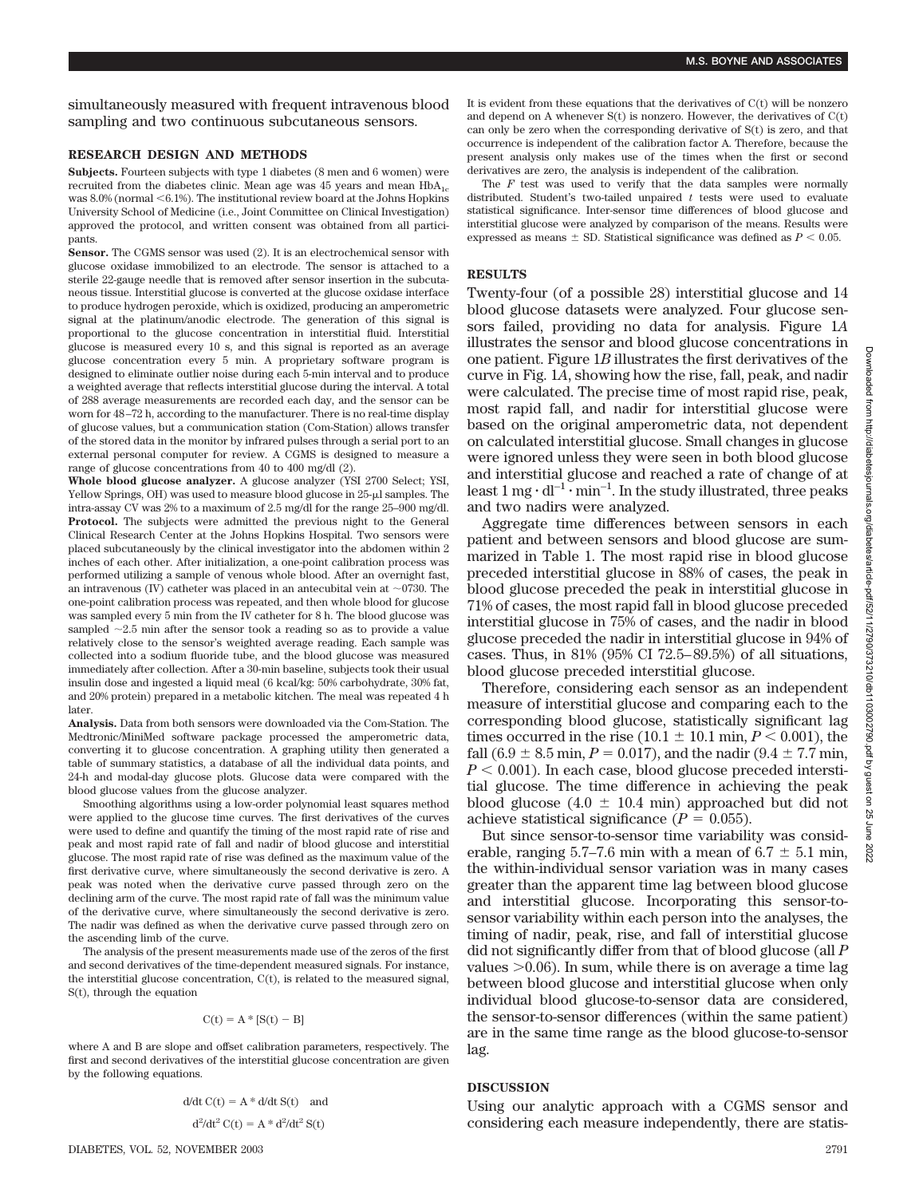simultaneously measured with frequent intravenous blood sampling and two continuous subcutaneous sensors.

## RESEARCH DESIGN AND METHODS

**Subjects.** Fourteen subjects with type 1 diabetes (8 men and 6 women) were recruited from the diabetes clinic. Mean age was 45 years and mean $HbA_{1c}$ was 8.0% (normal <6.1%). The institutional review board at the Johns Hopkins University School of Medicine (i.e., Joint Committee on Clinical Investigation) approved the protocol, and written consent was obtained from all participants.

**Sensor.** The CGMS sensor was used (2). It is an electrochemical sensor with glucose oxidase immobilized to an electrode. The sensor is attached to a sterile 22-gauge needle that is removed after sensor insertion in the subcutaneous tissue. Interstitial glucose is converted at the glucose oxidase interface to produce hydrogen peroxide, which is oxidized, producing an amperometric signal at the platinum/anodic electrode. The generation of this signal is proportional to the glucose concentration in interstitial fluid. Interstitial glucose is measured every 10 s, and this signal is reported as an average glucose concentration every 5 min. A proprietary software program is designed to eliminate outlier noise during each 5-min interval and to produce a weighted average that reflects interstitial glucose during the interval. A total of 288 average measurements are recorded each day, and the sensor can be worn for 48–72 h, according to the manufacturer. There is no real-time display of glucose values, but a communication station (Com-Station) allows transfer of the stored data in the monitor by infrared pulses through a serial port to an external personal computer for review. A CGMS is designed to measure a range of glucose concentrations from 40 to 400 mg/dl (2).

**Whole blood glucose analyzer.** A glucose analyzer (YSI 2700 Select; YSI, Yellow Springs, OH) was used to measure blood glucose in 25-μl samples. The intra-assay CV was 2% to a maximum of 2.5 mg/dl for the range 25–900 mg/dl.

**Protocol.** The subjects were admitted the previous night to the General Clinical Research Center at the Johns Hopkins Hospital. Two sensors were placed subcutaneously by the clinical investigator into the abdomen within 2 inches of each other. After initialization, a one-point calibration process was performed utilizing a sample of venous whole blood. After an overnight fast, an intravenous (IV) catheter was placed in an antecubital vein at ~0730. The one-point calibration process was repeated, and then whole blood for glucose was sampled every 5 min from the IV catheter for 8 h. The blood glucose was sampled ~2.5 min after the sensor took a reading so as to provide a value relatively close to the sensor's weighted average reading. Each sample was collected into a sodium fluoride tube, and the blood glucose was measured immediately after collection. After a 30-min baseline, subjects took their usual insulin dose and ingested a liquid meal (6 kcal/kg: 50% carbohydrate, 30% fat, and 20% protein) prepared in a metabolic kitchen. The meal was repeated 4 h later.

**Analysis.** Data from both sensors were downloaded via the Com-Station. The Medtronic/MiniMed software package processed the amperometric data, converting it to glucose concentration. A graphing utility then generated a table of summary statistics, a database of all the individual data points, and 24-h and modal-day glucose plots. Glucose data were compared with the blood glucose values from the glucose analyzer.

Smoothing algorithms using a low-order polynomial least squares method were applied to the glucose time curves. The first derivatives of the curves were used to define and quantify the timing of the most rapid rate of rise and peak and most rapid rate of fall and nadir of blood glucose and interstitial glucose. The most rapid rate of rise was defined as the maximum value of the first derivative curve, where simultaneously the second derivative is zero. A peak was noted when the derivative curve passed through zero on the declining arm of the curve. The most rapid rate of fall was the minimum value of the derivative curve, where simultaneously the second derivative is zero. The nadir was defined as when the derivative curve passed through zero on the ascending limb of the curve.

The analysis of the present measurements made use of the zeros of the first and second derivatives of the time-dependent measured signals. For instance, the interstitial glucose concentration, C(t), is related to the measured signal, S(t), through the equation

$$C(t) = A * [S(t) - B]$$

where A and B are slope and offset calibration parameters, respectively. The first and second derivatives of the interstitial glucose concentration are given by the following equations.

$$d/dt\ C(t) = A * d/dt\ S(t) \quad \text{and}$$

$$d^2/dt^2\ C(t) = A * d^2/dt^2\ S(t)$$

It is evident from these equations that the derivatives of C(t) will be nonzero and depend on A whenever S(t) is nonzero. However, the derivatives of C(t) can only be zero when the corresponding derivative of S(t) is zero, and that occurrence is independent of the calibration factor A. Therefore, because the present analysis only makes use of the times when the first or second derivatives are zero, the analysis is independent of the calibration.

The *F* test was used to verify that the data samples were normally distributed. Student's two-tailed unpaired *t* tests were used to evaluate statistical significance. Inter-sensor time differences of blood glucose and interstitial glucose were analyzed by comparison of the means. Results were expressed as means ± SD. Statistical significance was defined as $P < 0.05$.

## RESULTS

Twenty-four (of a possible 28) interstitial glucose and 14 blood glucose datasets were analyzed. Four glucose sensors failed, providing no data for analysis. Figure 1*A* illustrates the sensor and blood glucose concentrations in one patient. Figure 1*B* illustrates the first derivatives of the curve in Fig. 1*A*, showing how the rise, fall, peak, and nadir were calculated. The precise time of most rapid rise, peak, most rapid fall, and nadir for interstitial glucose were based on the original amperometric data, not dependent on calculated interstitial glucose. Small changes in glucose were ignored unless they were seen in both blood glucose and interstitial glucose and reached a rate of change of at least $1\ mg \cdot dl^{-1} \cdot min^{-1}$. In the study illustrated, three peaks and two nadirs were analyzed.

Aggregate time differences between sensors in each patient and between sensors and blood glucose are summarized in Table 1. The most rapid rise in blood glucose preceded interstitial glucose in 88% of cases, the peak in blood glucose preceded the peak in interstitial glucose in 71% of cases, the most rapid fall in blood glucose preceded interstitial glucose in 75% of cases, and the nadir in blood glucose preceded the nadir in interstitial glucose in 94% of cases. Thus, in 81% (95% CI 72.5–89.5%) of all situations, blood glucose preceded interstitial glucose.

Therefore, considering each sensor as an independent measure of interstitial glucose and comparing each to the corresponding blood glucose, statistically significant lag times occurred in the rise (10.1 ± 10.1 min, $P < 0.001$), the fall (6.9 ± 8.5 min, $P = 0.017$), and the nadir (9.4 ± 7.7 min, $P < 0.001$). In each case, blood glucose preceded interstitial glucose. The time difference in achieving the peak blood glucose (4.0 ± 10.4 min) approached but did not achieve statistical significance ($P = 0.055$).

But since sensor-to-sensor time variability was considerable, ranging 5.7–7.6 min with a mean of 6.7 ± 5.1 min, the within-individual sensor variation was in many cases greater than the apparent time lag between blood glucose and interstitial glucose. Incorporating this sensor-to-sensor variability within each person into the analyses, the timing of nadir, peak, rise, and fall of interstitial glucose did not significantly differ from that of blood glucose (all *P* values >0.06). In sum, while there is on average a time lag between blood glucose and interstitial glucose when only individual blood glucose-to-sensor data are considered, the sensor-to-sensor differences (within the same patient) are in the same time range as the blood glucose-to-sensor lag.

## DISCUSSION

Using our analytic approach with a CGMS sensor and considering each measure independently, there are statis-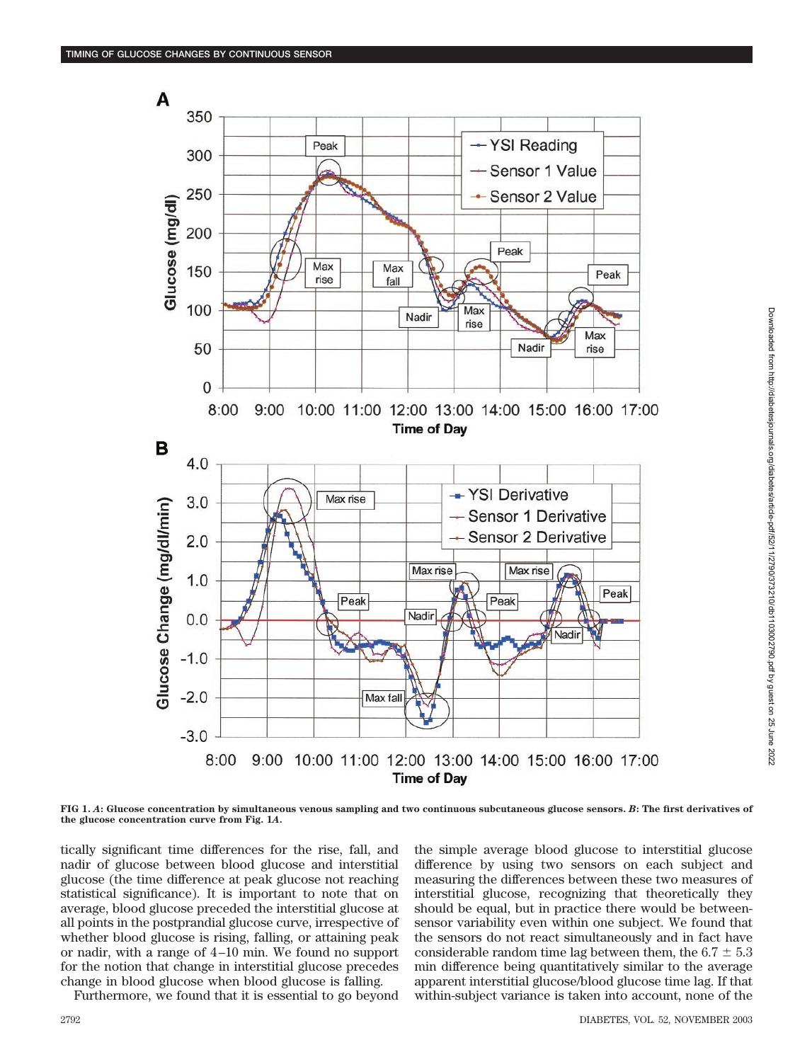FIG 1. *A*: Glucose concentration by simultaneous venous sampling and two continuous subcutaneous glucose sensors. *B*: The first derivatives of the glucose concentration curve from Fig. 1*A*.

tically significant time differences for the rise, fall, and nadir of glucose between blood glucose and interstitial glucose (the time difference at peak glucose not reaching statistical significance). It is important to note that on average, blood glucose preceded the interstitial glucose at all points in the postprandial glucose curve, irrespective of whether blood glucose is rising, falling, or attaining peak or nadir, with a range of 4–10 min. We found no support for the notion that change in interstitial glucose precedes change in blood glucose when blood glucose is falling.

Furthermore, we found that it is essential to go beyond the simple average blood glucose to interstitial glucose difference by using two sensors on each subject and measuring the differences between these two measures of interstitial glucose, recognizing that theoretically they should be equal, but in practice there would be between-sensor variability even within one subject. We found that the sensors do not react simultaneously and in fact have considerable random time lag between them, the $6.7 \pm 5.3$ min difference being quantitatively similar to the average apparent interstitial glucose/blood glucose time lag. If that within-subject variance is taken into account, none of the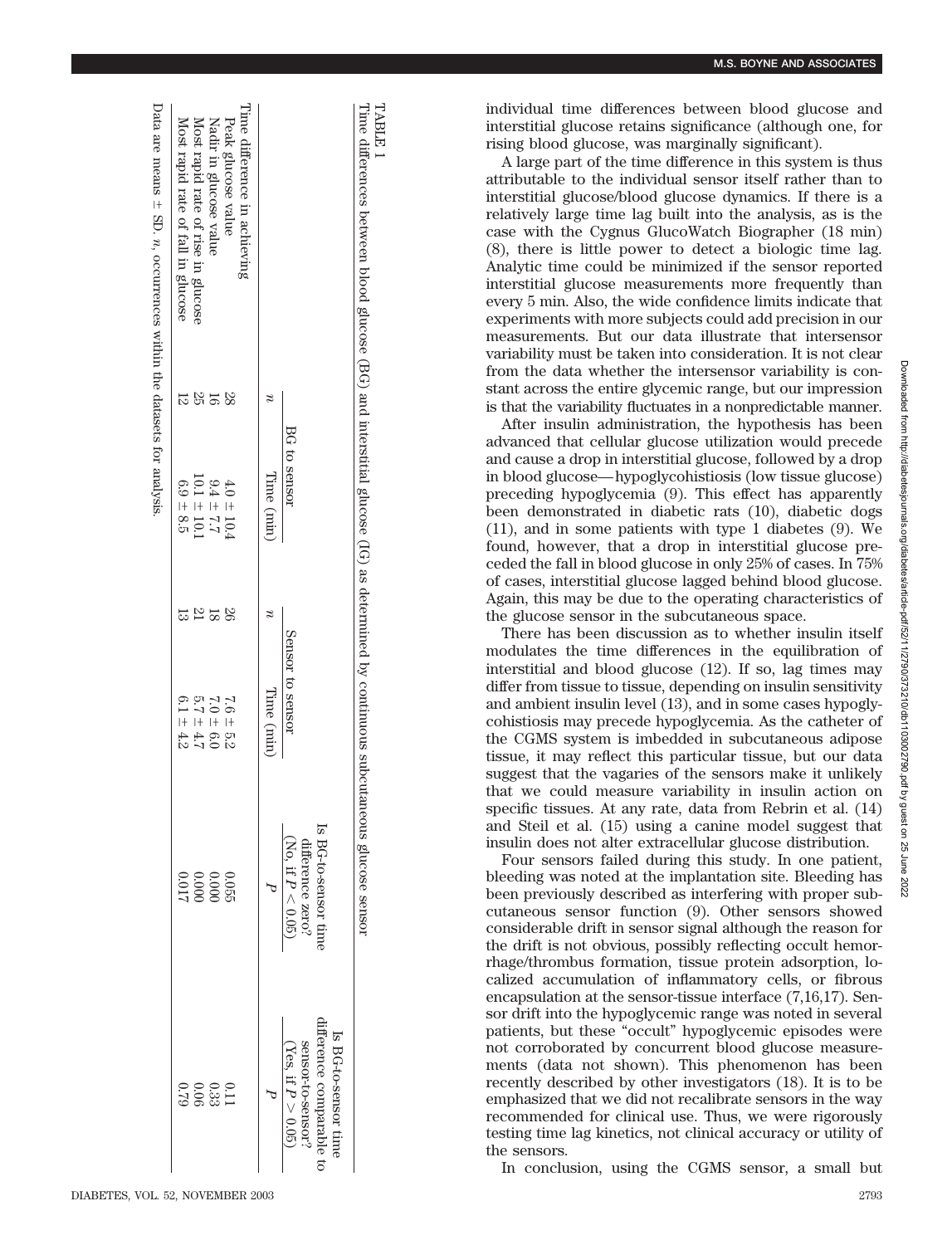TABLE 1

Time differences between blood glucose (BG) and interstitial glucose (IG) as determined by continuous subcutaneous glucose sensor

| | BG to sensor | | Sensor to sensor | | Is BG-to-sensor time difference zero? (No, if $P < 0.05$) | Is BG-to-sensor time difference comparable to sensor-to-sensor? (Yes, if $P > 0.05$) |
|---|---|---|---|---|---|---|
| | $n$ | Time (min) | $n$ | Time (min) | $P$ | $P$ |
| Time difference in achieving | | | | | | |
| Peak glucose value | 28 | 4.0 ± 10.4 | 26 | 7.6 ± 5.2 | 0.055 | 0.11 |
| Nadir in glucose value | 16 | 9.4 ± 7.7 | 18 | 7.0 ± 6.0 | 0.000 | 0.33 |
| Most rapid rate of rise in glucose | 25 | 10.1 ± 10.1 | 21 | 5.7 ± 4.7 | 0.000 | 0.06 |
| Most rapid rate of fall in glucose | 12 | 6.9 ± 8.5 | 13 | 6.1 ± 4.2 | 0.017 | 0.79 |

Data are means ± SD. $n$, occurrences within the datasets for analysis.

individual time differences between blood glucose and interstitial glucose retains significance (although one, for rising blood glucose, was marginally significant).

A large part of the time difference in this system is thus attributable to the individual sensor itself rather than to interstitial glucose/blood glucose dynamics. If there is a relatively large time lag built into the analysis, as is the case with the Cygnus GlucoWatch Biographer (18 min) (8), there is little power to detect a biologic time lag. Analytic time could be minimized if the sensor reported interstitial glucose measurements more frequently than every 5 min. Also, the wide confidence limits indicate that experiments with more subjects could add precision in our measurements. But our data illustrate that intersensor variability must be taken into consideration. It is not clear from the data whether the intersensor variability is constant across the entire glycemic range, but our impression is that the variability fluctuates in a nonpredictable manner.

After insulin administration, the hypothesis has been advanced that cellular glucose utilization would precede and cause a drop in interstitial glucose, followed by a drop in blood glucose—hypoglycohistiosis (low tissue glucose) preceding hypoglycemia (9). This effect has apparently been demonstrated in diabetic rats (10), diabetic dogs (11), and in some patients with type 1 diabetes (9). We found, however, that a drop in interstitial glucose preceded the fall in blood glucose in only 25% of cases. In 75% of cases, interstitial glucose lagged behind blood glucose. Again, this may be due to the operating characteristics of the glucose sensor in the subcutaneous space.

There has been discussion as to whether insulin itself modulates the time differences in the equilibration of interstitial and blood glucose (12). If so, lag times may differ from tissue to tissue, depending on insulin sensitivity and ambient insulin level (13), and in some cases hypoglycohistiosis may precede hypoglycemia. As the catheter of the CGMS system is imbedded in subcutaneous adipose tissue, it may reflect this particular tissue, but our data suggest that the vagaries of the sensors make it unlikely that we could measure variability in insulin action on specific tissues. At any rate, data from Rebrin et al. (14) and Steil et al. (15) using a canine model suggest that insulin does not alter extracellular glucose distribution.

Four sensors failed during this study. In one patient, bleeding was noted at the implantation site. Bleeding has been previously described as interfering with proper subcutaneous sensor function (9). Other sensors showed considerable drift in sensor signal although the reason for the drift is not obvious, possibly reflecting occult hemorrhage/thrombus formation, tissue protein adsorption, localized accumulation of inflammatory cells, or fibrous encapsulation at the sensor-tissue interface (7,16,17). Sensor drift into the hypoglycemic range was noted in several patients, but these "occult" hypoglycemic episodes were not corroborated by concurrent blood glucose measurements (data not shown). This phenomenon has been recently described by other investigators (18). It is to be emphasized that we did not recalibrate sensors in the way recommended for clinical use. Thus, we were rigorously testing time lag kinetics, not clinical accuracy or utility of the sensors.

In conclusion, using the CGMS sensor, a small but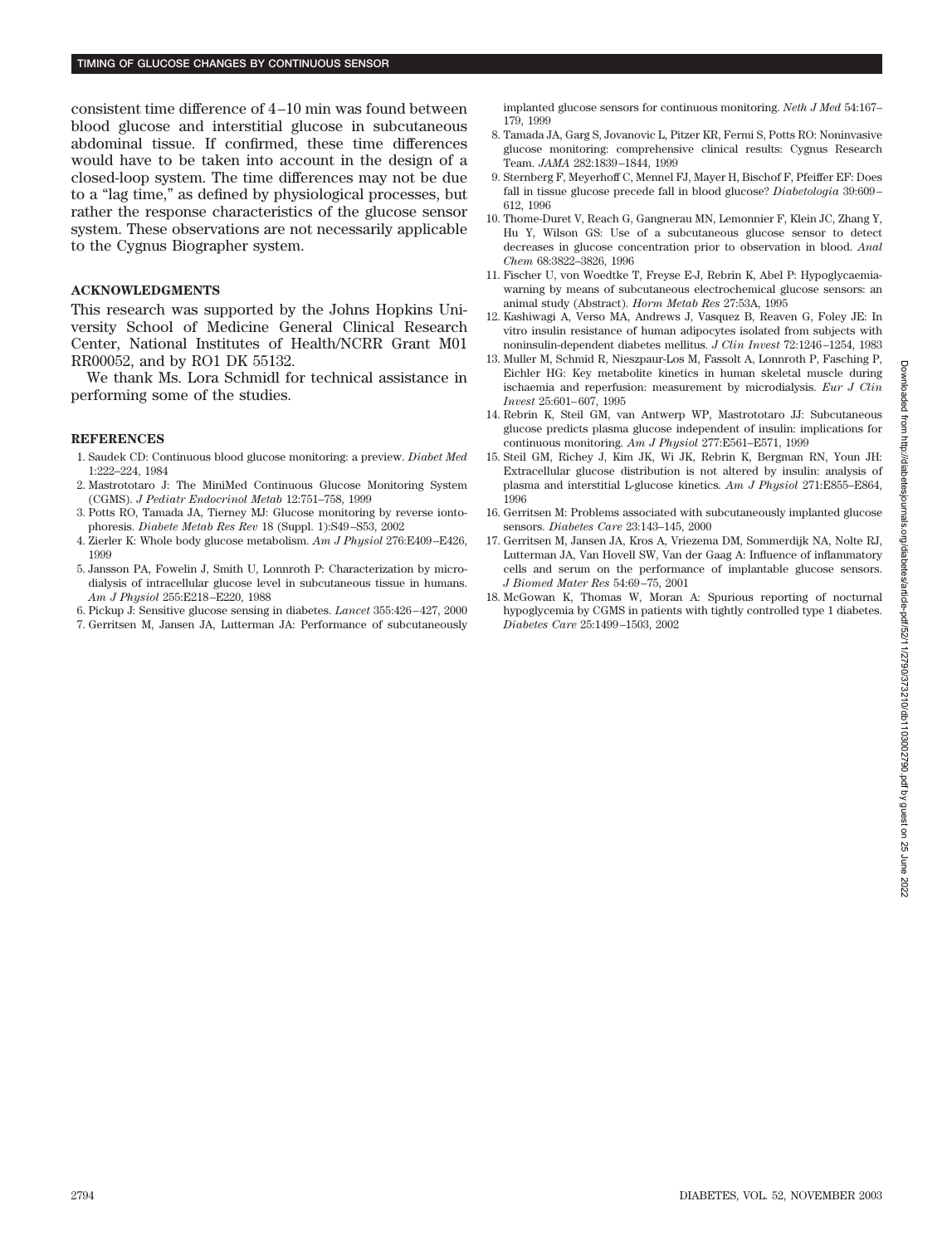consistent time difference of 4–10 min was found between blood glucose and interstitial glucose in subcutaneous abdominal tissue. If confirmed, these time differences would have to be taken into account in the design of a closed-loop system. The time differences may not be due to a "lag time," as defined by physiological processes, but rather the response characteristics of the glucose sensor system. These observations are not necessarily applicable to the Cygnus Biographer system.

## ACKNOWLEDGMENTS

This research was supported by the Johns Hopkins University School of Medicine General Clinical Research Center, National Institutes of Health/NCRR Grant M01 RR00052, and by RO1 DK 55132.

We thank Ms. Lora Schmidl for technical assistance in performing some of the studies.

## REFERENCES

1. Saudek CD: Continuous blood glucose monitoring: a preview. *Diabet Med* 1:222–224, 1984
2. Mastrototaro J: The MiniMed Continuous Glucose Monitoring System (CGMS). *J Pediatr Endocrinol Metab* 12:751–758, 1999
3. Potts RO, Tamada JA, Tierney MJ: Glucose monitoring by reverse iontophoresis. *Diabete Metab Res Rev* 18 (Suppl. 1):S49–S53, 2002
4. Zierler K: Whole body glucose metabolism. *Am J Physiol* 276:E409–E426, 1999
5. Jansson PA, Fowelin J, Smith U, Lonnroth P: Characterization by microdialysis of intracellular glucose level in subcutaneous tissue in humans. *Am J Physiol* 255:E218–E220, 1988
6. Pickup J: Sensitive glucose sensing in diabetes. *Lancet* 355:426–427, 2000
7. Gerritsen M, Jansen JA, Lutterman JA: Performance of subcutaneously implanted glucose sensors for continuous monitoring. *Neth J Med* 54:167–179, 1999
8. Tamada JA, Garg S, Jovanovic L, Pitzer KR, Fermi S, Potts RO: Noninvasive glucose monitoring: comprehensive clinical results: Cygnus Research Team. *JAMA* 282:1839–1844, 1999
9. Sternberg F, Meyerhoff C, Mennel FJ, Mayer H, Bischof F, Pfeiffer EF: Does fall in tissue glucose precede fall in blood glucose? *Diabetologia* 39:609–612, 1996
10. Thome-Duret V, Reach G, Gangnerau MN, Lemonnier F, Klein JC, Zhang Y, Hu Y, Wilson GS: Use of a subcutaneous glucose sensor to detect decreases in glucose concentration prior to observation in blood. *Anal Chem* 68:3822–3826, 1996
11. Fischer U, von Woedtke T, Freyse E-J, Rebrin K, Abel P: Hypoglycaemia-warning by means of subcutaneous electrochemical glucose sensors: an animal study (Abstract). *Horm Metab Res* 27:53A, 1995
12. Kashiwagi A, Verso MA, Andrews J, Vasquez B, Reaven G, Foley JE: In vitro insulin resistance of human adipocytes isolated from subjects with noninsulin-dependent diabetes mellitus. *J Clin Invest* 72:1246–1254, 1983
13. Muller M, Schmid R, Nieszpaur-Los M, Fassolt A, Lonnroth P, Fasching P, Eichler HG: Key metabolite kinetics in human skeletal muscle during ischaemia and reperfusion: measurement by microdialysis. *Eur J Clin Invest* 25:601–607, 1995
14. Rebrin K, Steil GM, van Antwerp WP, Mastrototaro JJ: Subcutaneous glucose predicts plasma glucose independent of insulin: implications for continuous monitoring. *Am J Physiol* 277:E561–E571, 1999
15. Steil GM, Richey J, Kim JK, Wi JK, Rebrin K, Bergman RN, Youn JH: Extracellular glucose distribution is not altered by insulin: analysis of plasma and interstitial L-glucose kinetics. *Am J Physiol* 271:E855–E864, 1996
16. Gerritsen M: Problems associated with subcutaneously implanted glucose sensors. *Diabetes Care* 23:143–145, 2000
17. Gerritsen M, Jansen JA, Kros A, Vriezema DM, Sommerdijk NA, Nolte RJ, Lutterman JA, Van Hovell SW, Van der Gaag A: Influence of inflammatory cells and serum on the performance of implantable glucose sensors. *J Biomed Mater Res* 54:69–75, 2001
18. McGowan K, Thomas W, Moran A: Spurious reporting of nocturnal hypoglycemia by CGMS in patients with tightly controlled type 1 diabetes. *Diabetes Care* 25:1499–1503, 2002